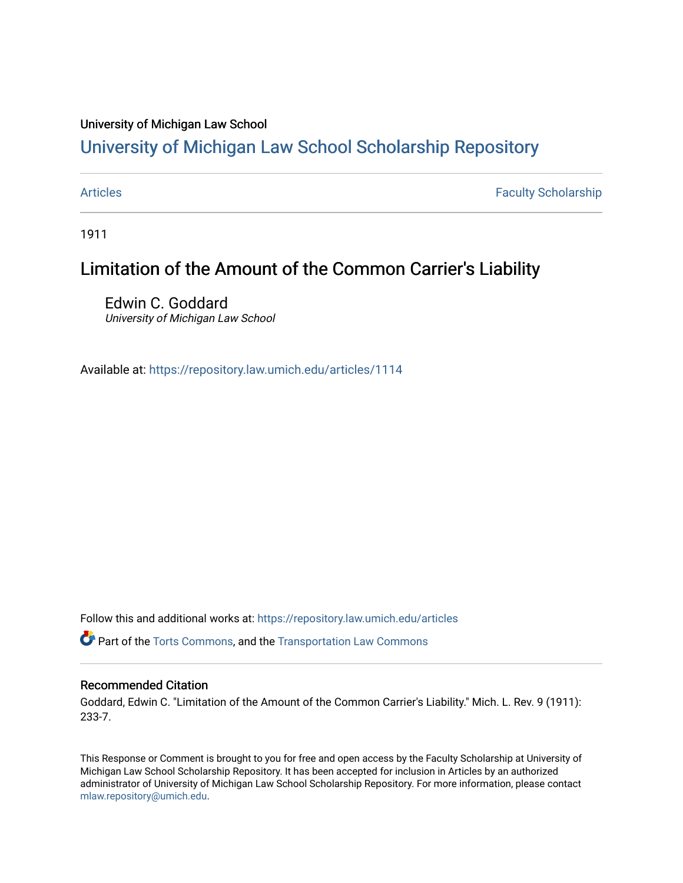University of Michigan Law School

# University of Michigan Law School Scholarship Repository

Articles | Faculty Scholarship

1911

## Limitation of the Amount of the Common Carrier's Liability

Edwin C. Goddard
*University of Michigan Law School*

Available at: https://repository.law.umich.edu/articles/1114

Follow this and additional works at: https://repository.law.umich.edu/articles

Part of the Torts Commons, and the Transportation Law Commons

### Recommended Citation

Goddard, Edwin C. "Limitation of the Amount of the Common Carrier's Liability." Mich. L. Rev. 9 (1911): 233-7.

This Response or Comment is brought to you for free and open access by the Faculty Scholarship at University of Michigan Law School Scholarship Repository. It has been accepted for inclusion in Articles by an authorized administrator of University of Michigan Law School Scholarship Repository. For more information, please contact mlaw.repository@umich.edu.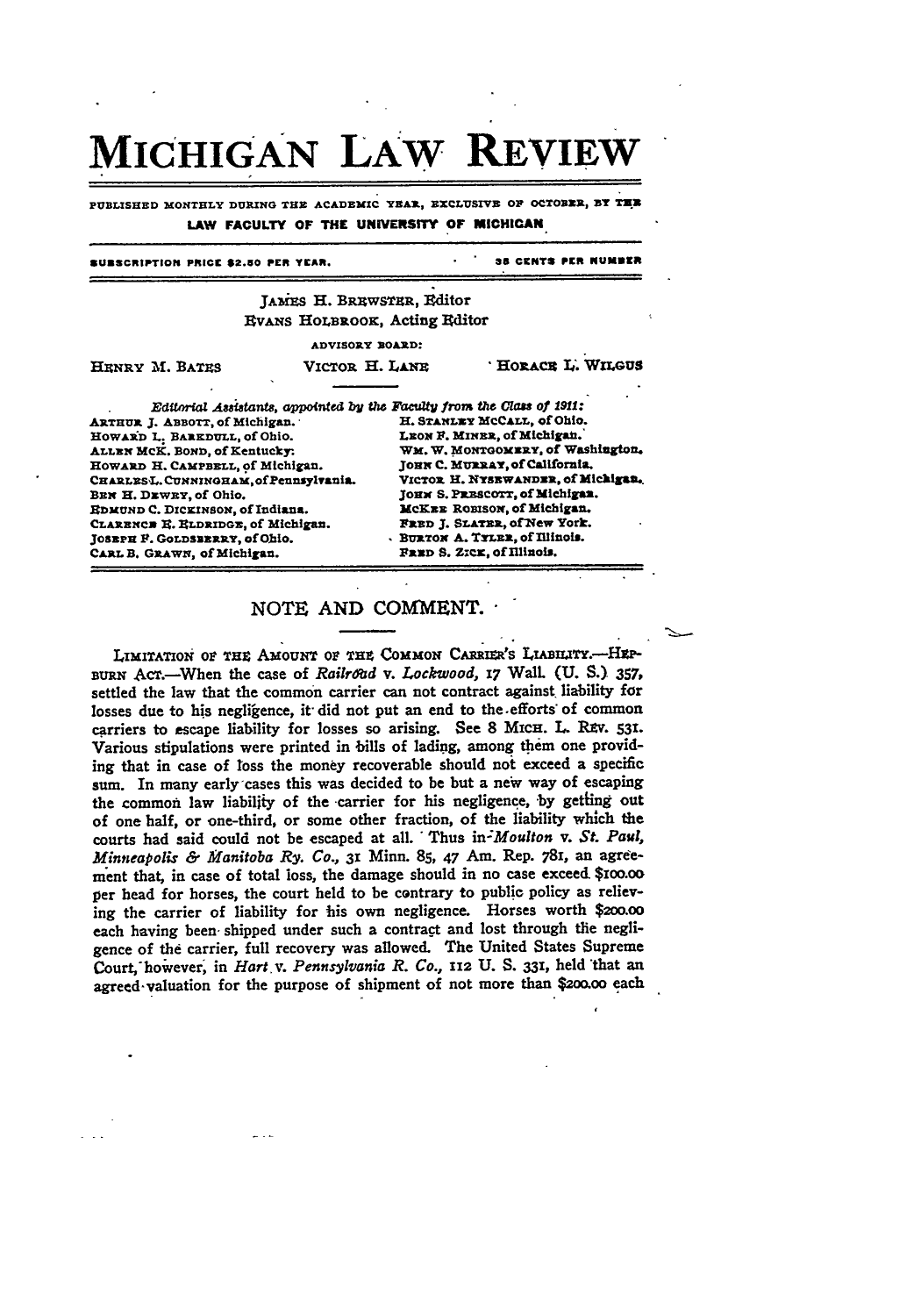# MICHIGAN LAW REVIEW

PUBLISHED MONTHLY DURING THE ACADEMIC YEAR, EXCLUSIVE OF OCTOBER, BY THE LAW FACULTY OF THE UNIVERSITY OF MICHIGAN

SUBSCRIPTION PRICE $2.50 PER YEAR. 35 CENTS PER NUMBER

JAMES H. BREWSTER, Editor
EVANS HOLBROOK, Acting Editor

ADVISORY BOARD:

HENRY M. BATES VICTOR H. LANE HORACE L. WILGUS

*Editorial Assistants, appointed by the Faculty from the Class of 1911:*

| | |
|---|---|
| ARTHUR J. ABBOTT, of Michigan. | H. STANLEY McCALL, of Ohio. |
| HOWARD L. BARKDULL, of Ohio. | LEON F. MINER, of Michigan. |
| ALLEN MCK. BOND, of Kentucky. | WM. W. MONTGOMERY, of Washington. |
| HOWARD H. CAMPBELL, of Michigan. | JOHN C. MURRAY, of California. |
| CHARLES L. CUNNINGHAM, of Pennsylvania. | VICTOR H. NYSEWANDER, of Michigan. |
| BEN H. DEWEY, of Ohio. | JOHN S. PRESCOTT, of Michigan. |
| EDMUND C. DICKINSON, of Indiana. | McKEE ROBISON, of Michigan. |
| CLARENCE E. ELDRIDGE, of Michigan. | FRED J. SLATER, of New York. |
| JOSEPH F. GOLDSBERRY, of Ohio. | BURTON A. TYLER, of Illinois. |
| CARL B. GRAWN, of Michigan. | FRED S. ZICK, of Illinois. |

## NOTE AND COMMENT.

LIMITATION OF THE AMOUNT OF THE COMMON CARRIER'S LIABILITY.—HEPBURN ACT.—When the case of *Railroad* v. *Lockwood*, 17 Wall. (U. S.) 357, settled the law that the common carrier can not contract against liability for losses due to his negligence, it did not put an end to the efforts of common carriers to escape liability for losses so arising. See 8 MICH. L. REV. 531. Various stipulations were printed in bills of lading, among them one providing that in case of loss the money recoverable should not exceed a specific sum. In many early cases this was decided to be but a new way of escaping the common law liability of the carrier for his negligence, by getting out of one half, or one-third, or some other fraction, of the liability which the courts had said could not be escaped at all. Thus in *Moulton* v. *St. Paul, Minneapolis & Manitoba Ry. Co.*, 31 Minn. 85, 47 Am. Rep. 781, an agreement that, in case of total loss, the damage should in no case exceed $100.00 per head for horses, the court held to be contrary to public policy as relieving the carrier of liability for his own negligence. Horses worth $200.00 each having been shipped under such a contract and lost through the negligence of the carrier, full recovery was allowed. The United States Supreme Court, however, in *Hart* v. *Pennsylvania R. Co.*, 112 U. S. 331, held that an agreed valuation for the purpose of shipment of not more than $200.00 each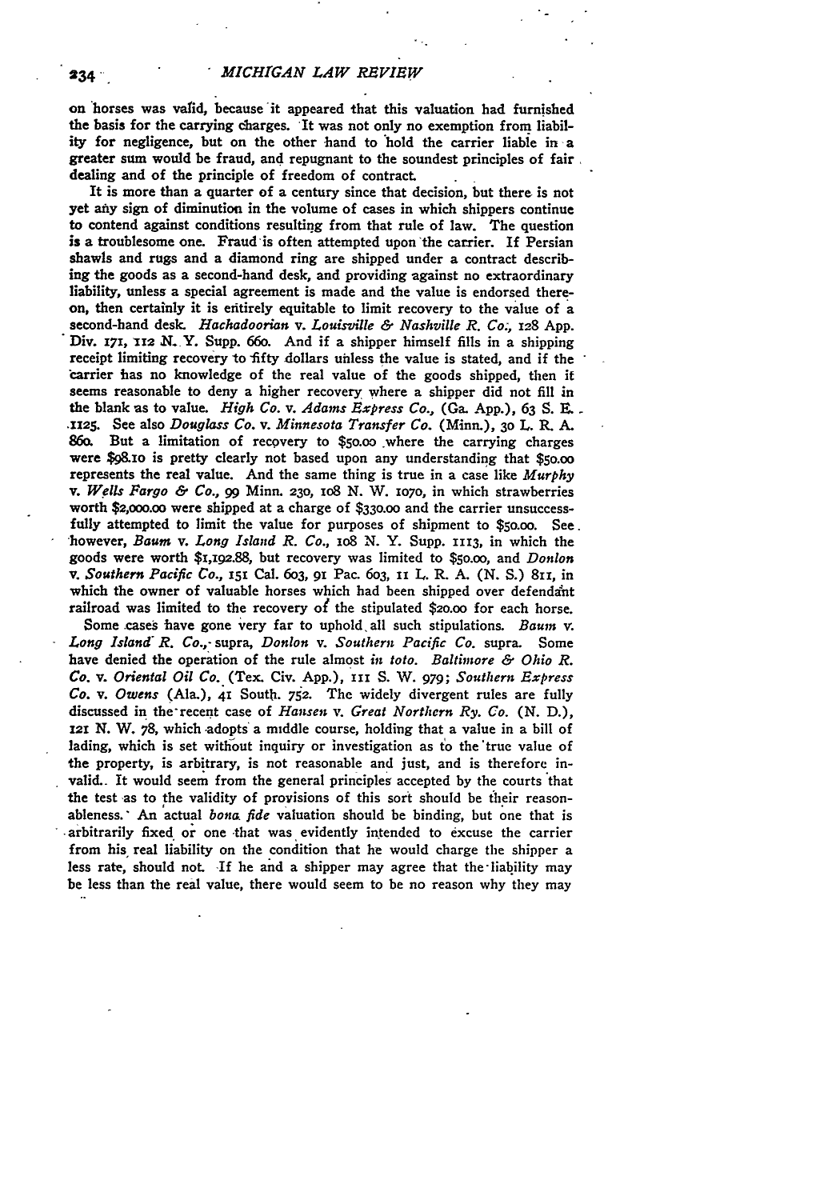on horses was valid, because it appeared that this valuation had furnished the basis for the carrying charges. It was not only no exemption from liability for negligence, but on the other hand to hold the carrier liable in a greater sum would be fraud, and repugnant to the soundest principles of fair dealing and of the principle of freedom of contract.

It is more than a quarter of a century since that decision, but there is not yet any sign of diminution in the volume of cases in which shippers continue to contend against conditions resulting from that rule of law. The question is a troublesome one. Fraud is often attempted upon the carrier. If Persian shawls and rugs and a diamond ring are shipped under a contract describing the goods as a second-hand desk, and providing against no extraordinary liability, unless a special agreement is made and the value is endorsed thereon, then certainly it is entirely equitable to limit recovery to the value of a second-hand desk. *Hachadoorian* v. *Louisville & Nashville R. Co.*, 128 App. Div. 171, 112 N. Y. Supp. 660. And if a shipper himself fills in a shipping receipt limiting recovery to fifty dollars unless the value is stated, and if the carrier has no knowledge of the real value of the goods shipped, then it seems reasonable to deny a higher recovery where a shipper did not fill in the blank as to value. *High Co.* v. *Adams Express Co.*, (Ga. App.), 63 S. E. 1125. See also *Douglass Co.* v. *Minnesota Transfer Co.* (Minn.), 30 L. R. A. 860. But a limitation of recovery to $50.00 where the carrying charges were $98.10 is pretty clearly not based upon any understanding that $50.00 represents the real value. And the same thing is true in a case like *Murphy* v. *Wells Fargo & Co.*, 99 Minn. 230, 108 N. W. 1070, in which strawberries worth $2,000.00 were shipped at a charge of $330.00 and the carrier unsuccessfully attempted to limit the value for purposes of shipment to $50.00. See however, *Baum* v. *Long Island R. Co.*, 108 N. Y. Supp. 1113, in which the goods were worth $1,192.88, but recovery was limited to $50.00, and *Donlon* v. *Southern Pacific Co.*, 151 Cal. 603, 91 Pac. 603, 11 L. R. A. (N. S.) 811, in which the owner of valuable horses which had been shipped over defendant railroad was limited to the recovery of the stipulated $20.00 for each horse.

Some cases have gone very far to uphold all such stipulations. *Baum* v. *Long Island R. Co.*, supra, *Donlon* v. *Southern Pacific Co.* supra. Some have denied the operation of the rule almost *in toto*. *Baltimore & Ohio R. Co.* v. *Oriental Oil Co.* (Tex. Civ. App.), 111 S. W. 979; *Southern Express Co.* v. *Owens* (Ala.), 41 South. 752. The widely divergent rules are fully discussed in the recent case of *Hansen* v. *Great Northern Ry. Co.* (N. D.), 121 N. W. 78, which adopts a middle course, holding that a value in a bill of lading, which is set without inquiry or investigation as to the true value of the property, is arbitrary, is not reasonable and just, and is therefore invalid. It would seem from the general principles accepted by the courts that the test as to the validity of provisions of this sort should be their reasonableness. An actual *bona fide* valuation should be binding, but one that is arbitrarily fixed or one that was evidently intended to excuse the carrier from his real liability on the condition that he would charge the shipper a less rate, should not. If he and a shipper may agree that the liability may be less than the real value, there would seem to be no reason why they may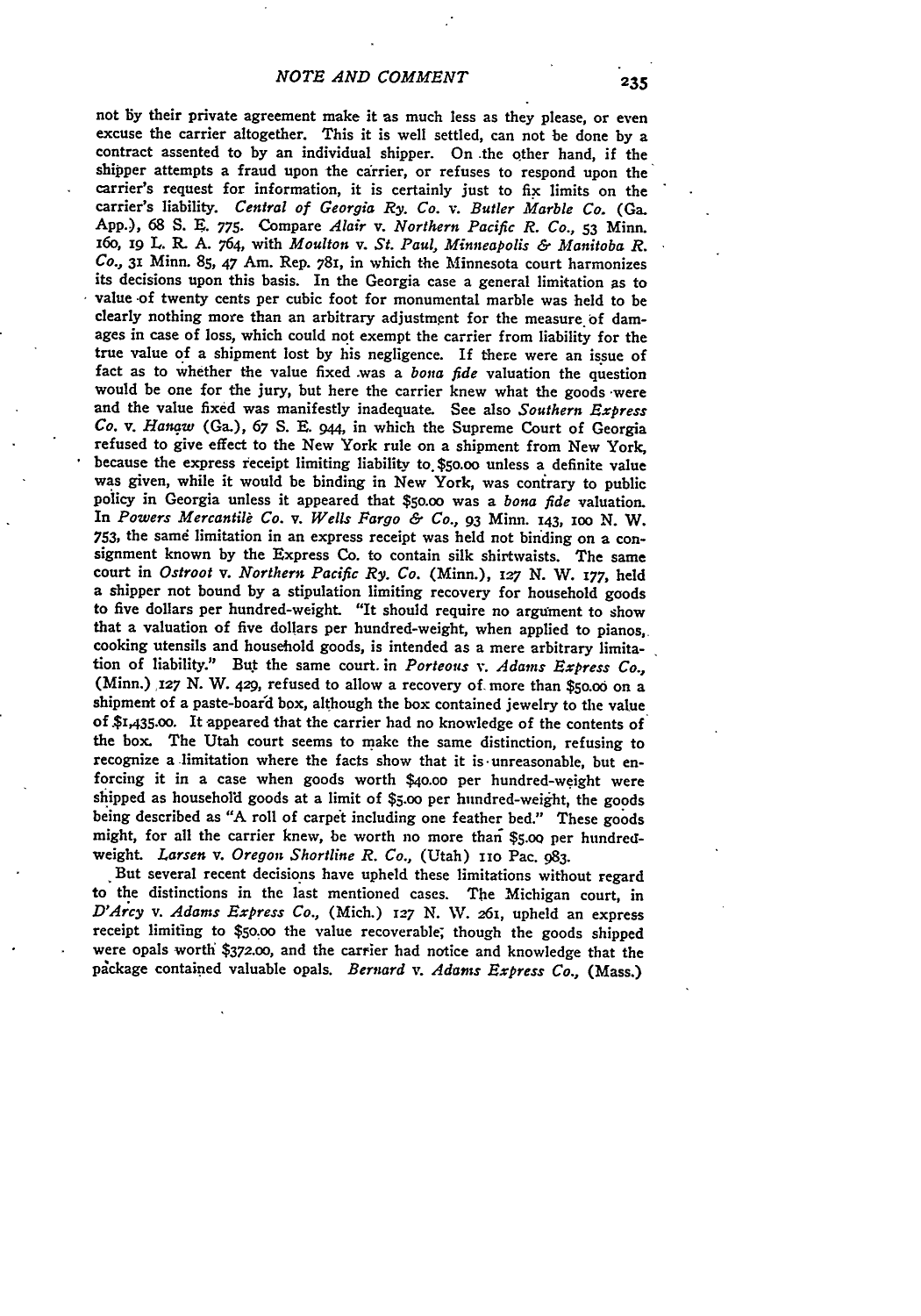not by their private agreement make it as much less as they please, or even excuse the carrier altogether. This it is well settled, can not be done by a contract assented to by an individual shipper. On the other hand, if the shipper attempts a fraud upon the carrier, or refuses to respond upon the carrier's request for information, it is certainly just to fix limits on the carrier's liability. *Central of Georgia Ry. Co.* v. *Butler Marble Co.* (Ga. App.), 68 S. E. 775. Compare *Alair* v. *Northern Pacific R. Co.*, 53 Minn. 160, 19 L. R. A. 764, with *Moulton* v. *St. Paul, Minneapolis & Manitoba R. Co.*, 31 Minn. 85, 47 Am. Rep. 781, in which the Minnesota court harmonizes its decisions upon this basis. In the Georgia case a general limitation as to value of twenty cents per cubic foot for monumental marble was held to be clearly nothing more than an arbitrary adjustment for the measure of damages in case of loss, which could not exempt the carrier from liability for the true value of a shipment lost by his negligence. If there were an issue of fact as to whether the value fixed was a *bona fide* valuation the question would be one for the jury, but here the carrier knew what the goods were and the value fixed was manifestly inadequate. See also *Southern Express Co.* v. *Hanaw* (Ga.), 67 S. E. 944, in which the Supreme Court of Georgia refused to give effect to the New York rule on a shipment from New York, because the express receipt limiting liability to $50.00 unless a definite value was given, while it would be binding in New York, was contrary to public policy in Georgia unless it appeared that $50.00 was a *bona fide* valuation. In *Powers Mercantile Co.* v. *Wells Fargo & Co.*, 93 Minn. 143, 100 N. W. 753, the same limitation in an express receipt was held not binding on a consignment known by the Express Co. to contain silk shirtwaists. The same court in *Ostroot* v. *Northern Pacific Ry. Co.* (Minn.), 127 N. W. 177, held a shipper not bound by a stipulation limiting recovery for household goods to five dollars per hundred-weight. "It should require no argument to show that a valuation of five dollars per hundred-weight, when applied to pianos, cooking utensils and household goods, is intended as a mere arbitrary limitation of liability." But the same court in *Porteous* v. *Adams Express Co.*, (Minn.) 127 N. W. 429, refused to allow a recovery of more than $50.00 on a shipment of a paste-board box, although the box contained jewelry to the value of $1,435.00. It appeared that the carrier had no knowledge of the contents of the box. The Utah court seems to make the same distinction, refusing to recognize a limitation where the facts show that it is unreasonable, but enforcing it in a case when goods worth $40.00 per hundred-weight were shipped as household goods at a limit of $5.00 per hundred-weight, the goods being described as "A roll of carpet including one feather bed." These goods might, for all the carrier knew, be worth no more than $5.00 per hundred-weight. *Larsen* v. *Oregon Shortline R. Co.*, (Utah) 110 Pac. 983.

But several recent decisions have upheld these limitations without regard to the distinctions in the last mentioned cases. The Michigan court, in *D'Arcy* v. *Adams Express Co.*, (Mich.) 127 N. W. 261, upheld an express receipt limiting to $50.00 the value recoverable, though the goods shipped were opals worth $372.00, and the carrier had notice and knowledge that the package contained valuable opals. *Bernard* v. *Adams Express Co.*, (Mass.)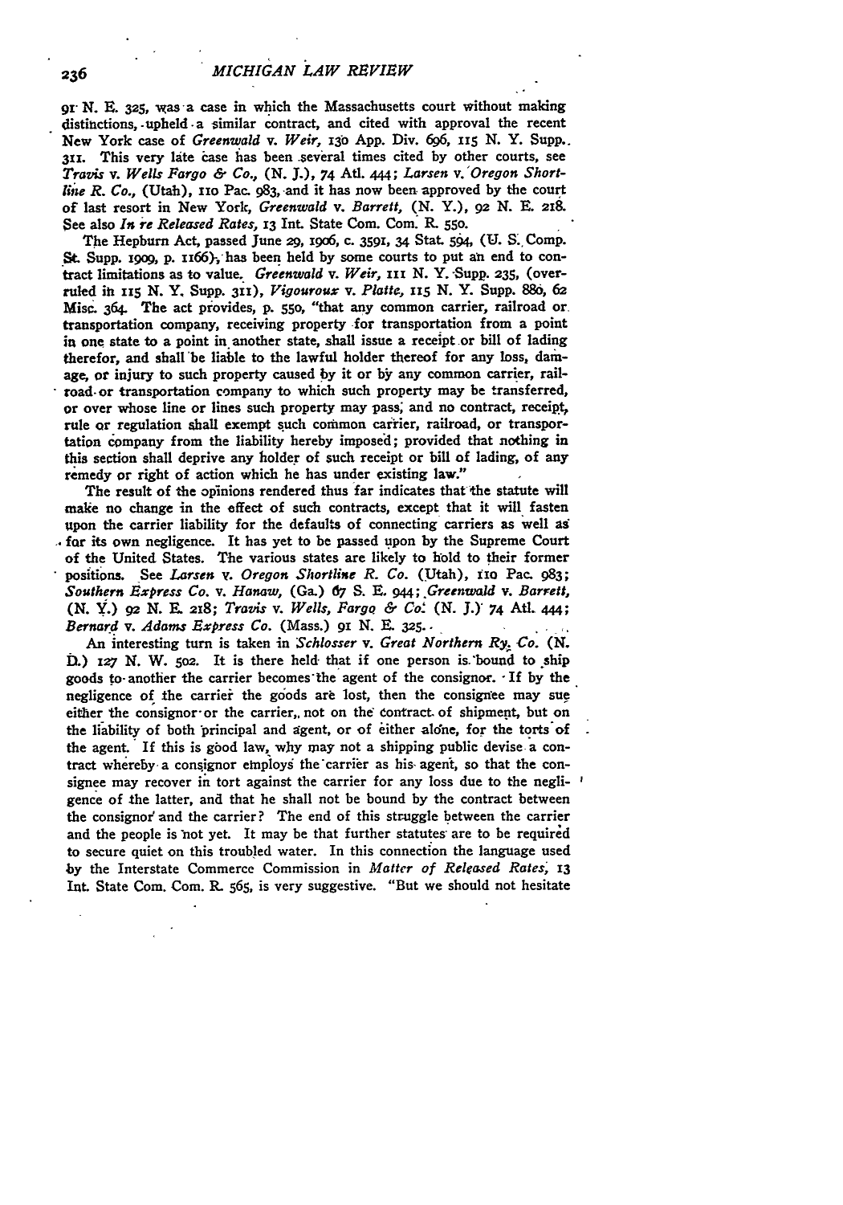91 N. E. 325, was a case in which the Massachusetts court without making distinctions, upheld a similar contract, and cited with approval the recent New York case of *Greenwald* v. *Weir*, 130 App. Div. 696, 115 N. Y. Supp. 311. This very late case has been several times cited by other courts, see *Travis* v. *Wells Fargo & Co.*, (N. J.), 74 Atl. 444; *Larsen* v. *Oregon Short-line R. Co.*, (Utah), 110 Pac. 983, and it has now been approved by the court of last resort in New York, *Greenwald* v. *Barrett*, (N. Y.), 92 N. E. 218. See also *In re Released Rates*, 13 Int. State Com. Com. R. 550.

The Hepburn Act, passed June 29, 1906, c. 3591, 34 Stat. 594, (U. S. Comp. St. Supp. 1909, p. 1166), has been held by some courts to put an end to contract limitations as to value. *Greenwald* v. *Weir*, 111 N. Y. Supp. 235, (overruled in 115 N. Y. Supp. 311), *Vigouroux* v. *Platte*, 115 N. Y. Supp. 880, 62 Misc. 364. The act provides, p. 550, "that any common carrier, railroad or transportation company, receiving property for transportation from a point in one state to a point in another state, shall issue a receipt or bill of lading therefor, and shall be liable to the lawful holder thereof for any loss, damage, or injury to such property caused by it or by any common carrier, railroad or transportation company to which such property may be transferred, or over whose line or lines such property may pass; and no contract, receipt, rule or regulation shall exempt such common carrier, railroad, or transportation company from the liability hereby imposed; provided that nothing in this section shall deprive any holder of such receipt or bill of lading, of any remedy or right of action which he has under existing law."

The result of the opinions rendered thus far indicates that the statute will make no change in the effect of such contracts, except that it will fasten upon the carrier liability for the defaults of connecting carriers as well as for its own negligence. It has yet to be passed upon by the Supreme Court of the United States. The various states are likely to hold to their former positions. See *Larsen* v. *Oregon Shortline R. Co.* (Utah), 110 Pac. 983; *Southern Express Co.* v. *Hanaw*, (Ga.) 67 S. E. 944; *Greenwald* v. *Barrett*, (N. Y.) 92 N. E. 218; *Travis* v. *Wells, Fargo & Co.* (N. J.) 74 Atl. 444; *Bernard* v. *Adams Express Co.* (Mass.) 91 N. E. 325.

An interesting turn is taken in *Schlosser* v. *Great Northern Ry. Co.* (N. D.) 127 N. W. 502. It is there held that if one person is bound to ship goods to another the carrier becomes the agent of the consignor. If by the negligence of the carrier the goods are lost, then the consignee may sue either the consignor or the carrier, not on the contract of shipment, but on the liability of both principal and agent, or of either alone, for the torts of the agent. If this is good law, why may not a shipping public devise a contract whereby a consignor employs the carrier as his agent, so that the consignee may recover in tort against the carrier for any loss due to the negligence of the latter, and that he shall not be bound by the contract between the consignor and the carrier? The end of this struggle between the carrier and the people is not yet. It may be that further statutes are to be required to secure quiet on this troubled water. In this connection the language used by the Interstate Commerce Commission in *Matter of Released Rates*, 13 Int. State Com. Com. R. 565, is very suggestive. "But we should not hesitate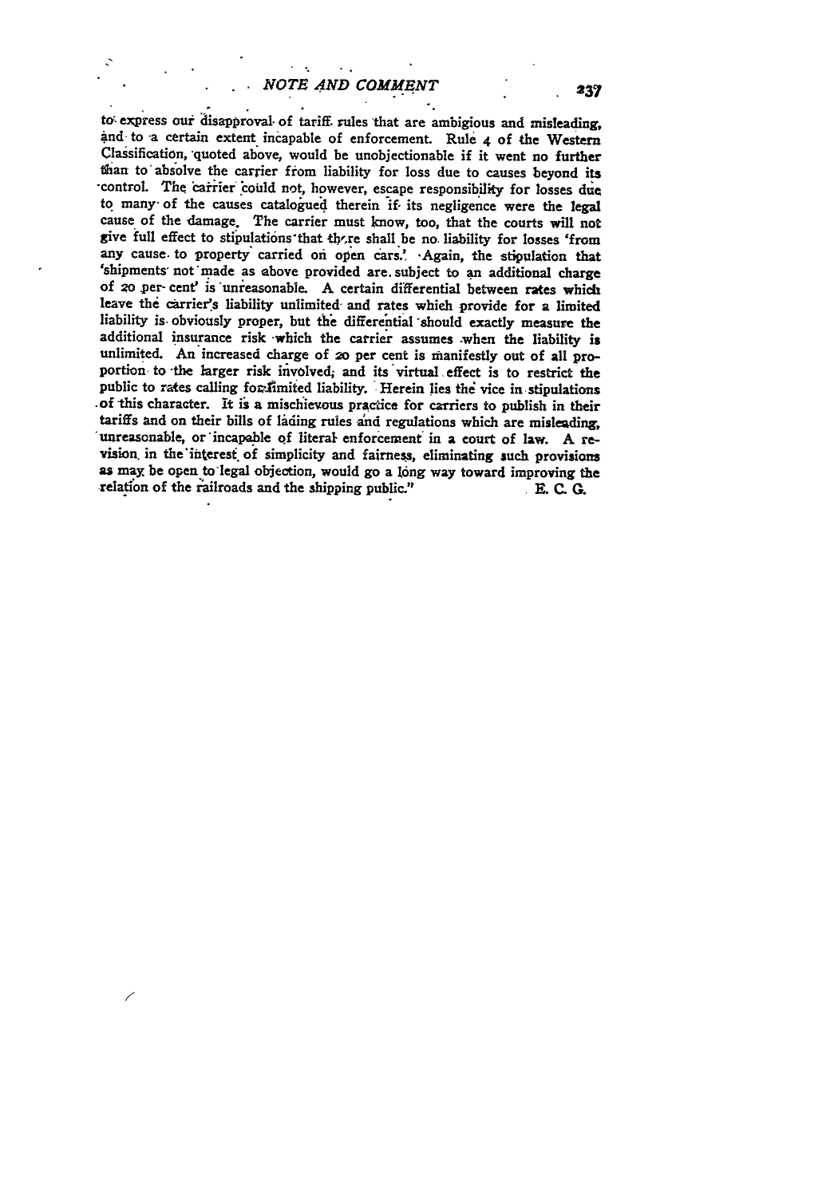to express our disapproval of tariff rules that are ambigious and misleading, and to a certain extent incapable of enforcement. Rule 4 of the Western Classification, quoted above, would be unobjectionable if it went no further than to absolve the carrier from liability for loss due to causes beyond its control. The carrier could not, however, escape responsibility for losses due to many of the causes catalogued therein if its negligence were the legal cause of the damage. The carrier must know, too, that the courts will not give full effect to stipulations that there shall be no liability for losses 'from any cause to property carried on open cars.' Again, the stipulation that 'shipments not made as above provided are subject to an additional charge of 20 per cent' is unreasonable. A certain differential between rates which leave the carrier's liability unlimited and rates which provide for a limited liability is obviously proper, but the differential should exactly measure the additional insurance risk which the carrier assumes when the liability is unlimited. An increased charge of 20 per cent is manifestly out of all proportion to the larger risk involved; and its virtual effect is to restrict the public to rates calling for limited liability. Herein lies the vice in stipulations of this character. It is a mischievous practice for carriers to publish in their tariffs and on their bills of lading rules and regulations which are misleading, unreasonable, or incapable of literal enforcement in a court of law. A revision in the interest of simplicity and fairness, eliminating such provisions as may be open to legal objection, would go a long way toward improving the relation of the railroads and the shipping public."

E. C. G.